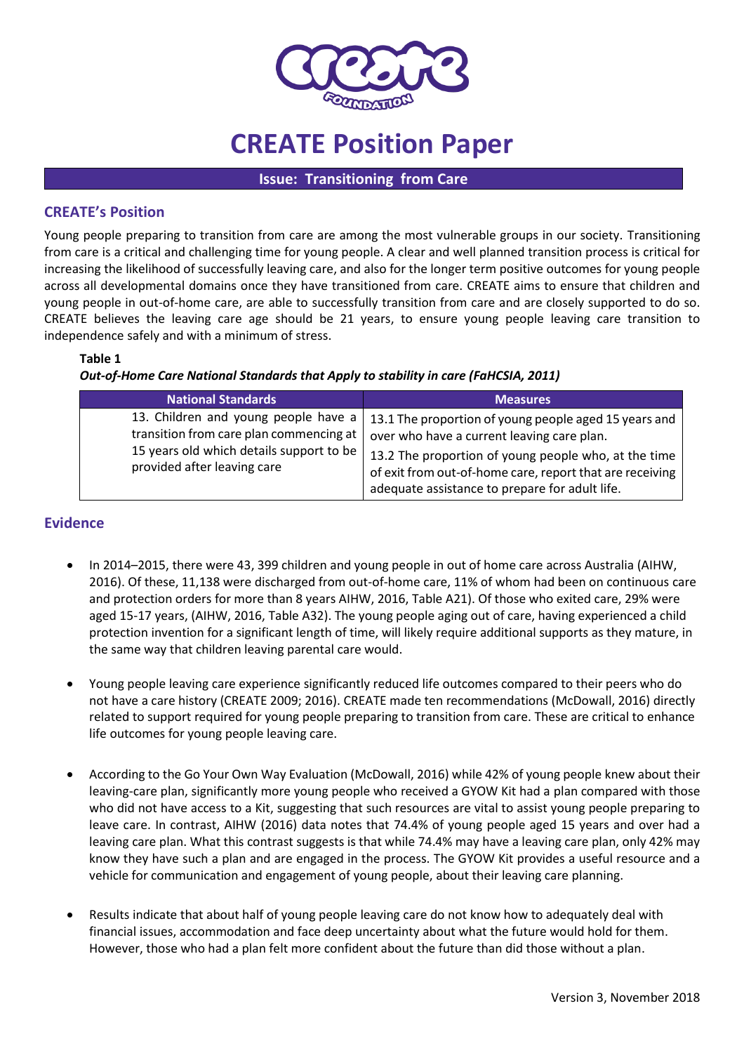# CREATE Position Paper

**Issue: Transitioning from Care**

## CREATE's Position

Young people preparing to transition from care are among the most vulnerable groups in our society. Transitioning from care is a critical and challenging time for young people. A clear and well planned transition process is critical for increasing the likelihood of successfully leaving care, and also for the longer term positive outcomes for young people across all developmental domains once they have transitioned from care. CREATE aims to ensure that children and young people in out-of-home care, are able to successfully transition from care and are closely supported to do so. CREATE believes the leaving care age should be 21 years, to ensure young people leaving care transition to independence safely and with a minimum of stress.

**Table 1**

***Out-of-Home Care National Standards that Apply to stability in care (FaHCSIA, 2011)***

| National Standards | Measures |
|---|---|
| 13. Children and young people have a transition from care plan commencing at 15 years old which details support to be provided after leaving care | 13.1 The proportion of young people aged 15 years and over who have a current leaving care plan.<br>13.2 The proportion of young people who, at the time of exit from out-of-home care, report that are receiving adequate assistance to prepare for adult life. |

## Evidence

- In 2014–2015, there were 43, 399 children and young people in out of home care across Australia (AIHW, 2016). Of these, 11,138 were discharged from out-of-home care, 11% of whom had been on continuous care and protection orders for more than 8 years AIHW, 2016, Table A21). Of those who exited care, 29% were aged 15-17 years, (AIHW, 2016, Table A32). The young people aging out of care, having experienced a child protection invention for a significant length of time, will likely require additional supports as they mature, in the same way that children leaving parental care would.

- Young people leaving care experience significantly reduced life outcomes compared to their peers who do not have a care history (CREATE 2009; 2016). CREATE made ten recommendations (McDowall, 2016) directly related to support required for young people preparing to transition from care. These are critical to enhance life outcomes for young people leaving care.

- According to the Go Your Own Way Evaluation (McDowall, 2016) while 42% of young people knew about their leaving-care plan, significantly more young people who received a GYOW Kit had a plan compared with those who did not have access to a Kit, suggesting that such resources are vital to assist young people preparing to leave care. In contrast, AIHW (2016) data notes that 74.4% of young people aged 15 years and over had a leaving care plan. What this contrast suggests is that while 74.4% may have a leaving care plan, only 42% may know they have such a plan and are engaged in the process. The GYOW Kit provides a useful resource and a vehicle for communication and engagement of young people, about their leaving care planning.

- Results indicate that about half of young people leaving care do not know how to adequately deal with financial issues, accommodation and face deep uncertainty about what the future would hold for them. However, those who had a plan felt more confident about the future than did those without a plan.

Version 3, November 2018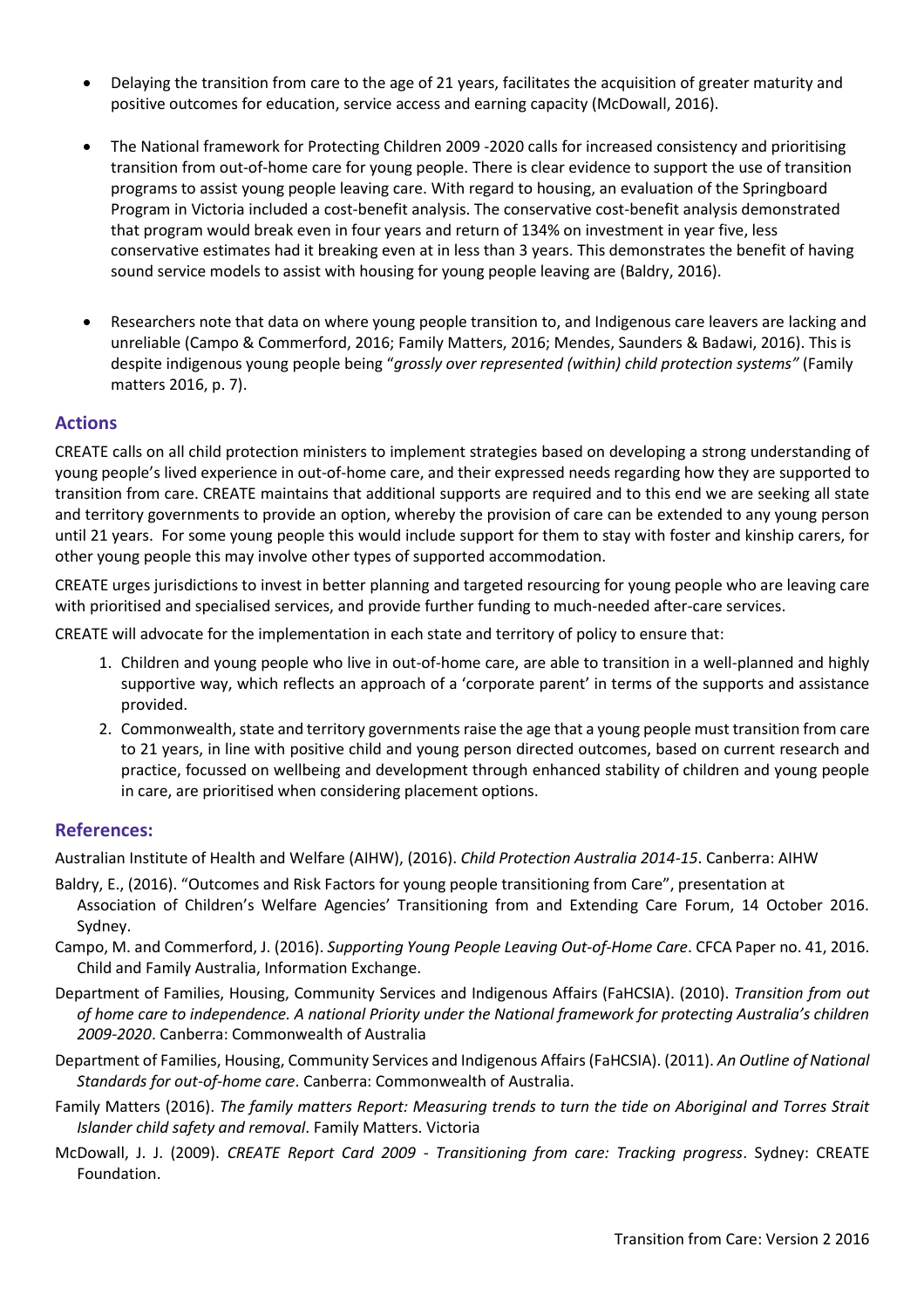- Delaying the transition from care to the age of 21 years, facilitates the acquisition of greater maturity and positive outcomes for education, service access and earning capacity (McDowall, 2016).

- The National framework for Protecting Children 2009 -2020 calls for increased consistency and prioritising transition from out-of-home care for young people. There is clear evidence to support the use of transition programs to assist young people leaving care. With regard to housing, an evaluation of the Springboard Program in Victoria included a cost-benefit analysis. The conservative cost-benefit analysis demonstrated that program would break even in four years and return of 134% on investment in year five, less conservative estimates had it breaking even at in less than 3 years. This demonstrates the benefit of having sound service models to assist with housing for young people leaving are (Baldry, 2016).

- Researchers note that data on where young people transition to, and Indigenous care leavers are lacking and unreliable (Campo & Commerford, 2016; Family Matters, 2016; Mendes, Saunders & Badawi, 2016). This is despite indigenous young people being "*grossly over represented (within) child protection systems"* (Family matters 2016, p. 7).

## Actions

CREATE calls on all child protection ministers to implement strategies based on developing a strong understanding of young people's lived experience in out-of-home care, and their expressed needs regarding how they are supported to transition from care. CREATE maintains that additional supports are required and to this end we are seeking all state and territory governments to provide an option, whereby the provision of care can be extended to any young person until 21 years. For some young people this would include support for them to stay with foster and kinship carers, for other young people this may involve other types of supported accommodation.

CREATE urges jurisdictions to invest in better planning and targeted resourcing for young people who are leaving care with prioritised and specialised services, and provide further funding to much-needed after-care services.

CREATE will advocate for the implementation in each state and territory of policy to ensure that:

1. Children and young people who live in out-of-home care, are able to transition in a well-planned and highly supportive way, which reflects an approach of a 'corporate parent' in terms of the supports and assistance provided.
2. Commonwealth, state and territory governments raise the age that a young people must transition from care to 21 years, in line with positive child and young person directed outcomes, based on current research and practice, focussed on wellbeing and development through enhanced stability of children and young people in care, are prioritised when considering placement options.

## References:

Australian Institute of Health and Welfare (AIHW), (2016). *Child Protection Australia 2014-15*. Canberra: AIHW

Baldry, E., (2016). "Outcomes and Risk Factors for young people transitioning from Care", presentation at Association of Children's Welfare Agencies' Transitioning from and Extending Care Forum, 14 October 2016. Sydney.

Campo, M. and Commerford, J. (2016). *Supporting Young People Leaving Out-of-Home Care*. CFCA Paper no. 41, 2016. Child and Family Australia, Information Exchange.

Department of Families, Housing, Community Services and Indigenous Affairs (FaHCSIA). (2010). *Transition from out of home care to independence. A national Priority under the National framework for protecting Australia's children 2009-2020*. Canberra: Commonwealth of Australia

Department of Families, Housing, Community Services and Indigenous Affairs (FaHCSIA). (2011). *An Outline of National Standards for out-of-home care*. Canberra: Commonwealth of Australia.

Family Matters (2016). *The family matters Report: Measuring trends to turn the tide on Aboriginal and Torres Strait Islander child safety and removal*. Family Matters. Victoria

McDowall, J. J. (2009). *CREATE Report Card 2009 - Transitioning from care: Tracking progress*. Sydney: CREATE Foundation.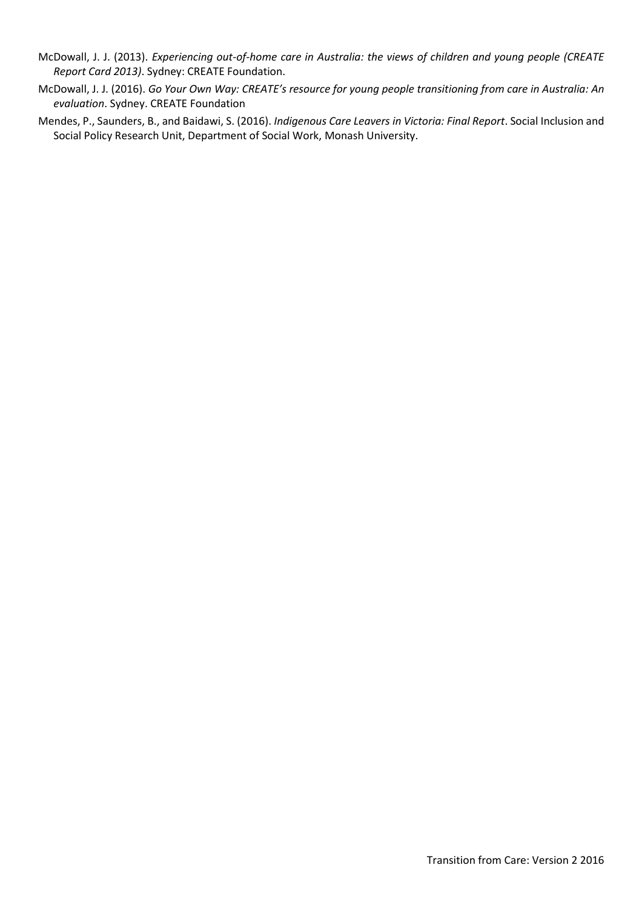McDowall, J. J. (2013). *Experiencing out-of-home care in Australia: the views of children and young people (CREATE Report Card 2013)*. Sydney: CREATE Foundation.

McDowall, J. J. (2016). *Go Your Own Way: CREATE's resource for young people transitioning from care in Australia: An evaluation*. Sydney. CREATE Foundation

Mendes, P., Saunders, B., and Baidawi, S. (2016). *Indigenous Care Leavers in Victoria: Final Report*. Social Inclusion and Social Policy Research Unit, Department of Social Work, Monash University.